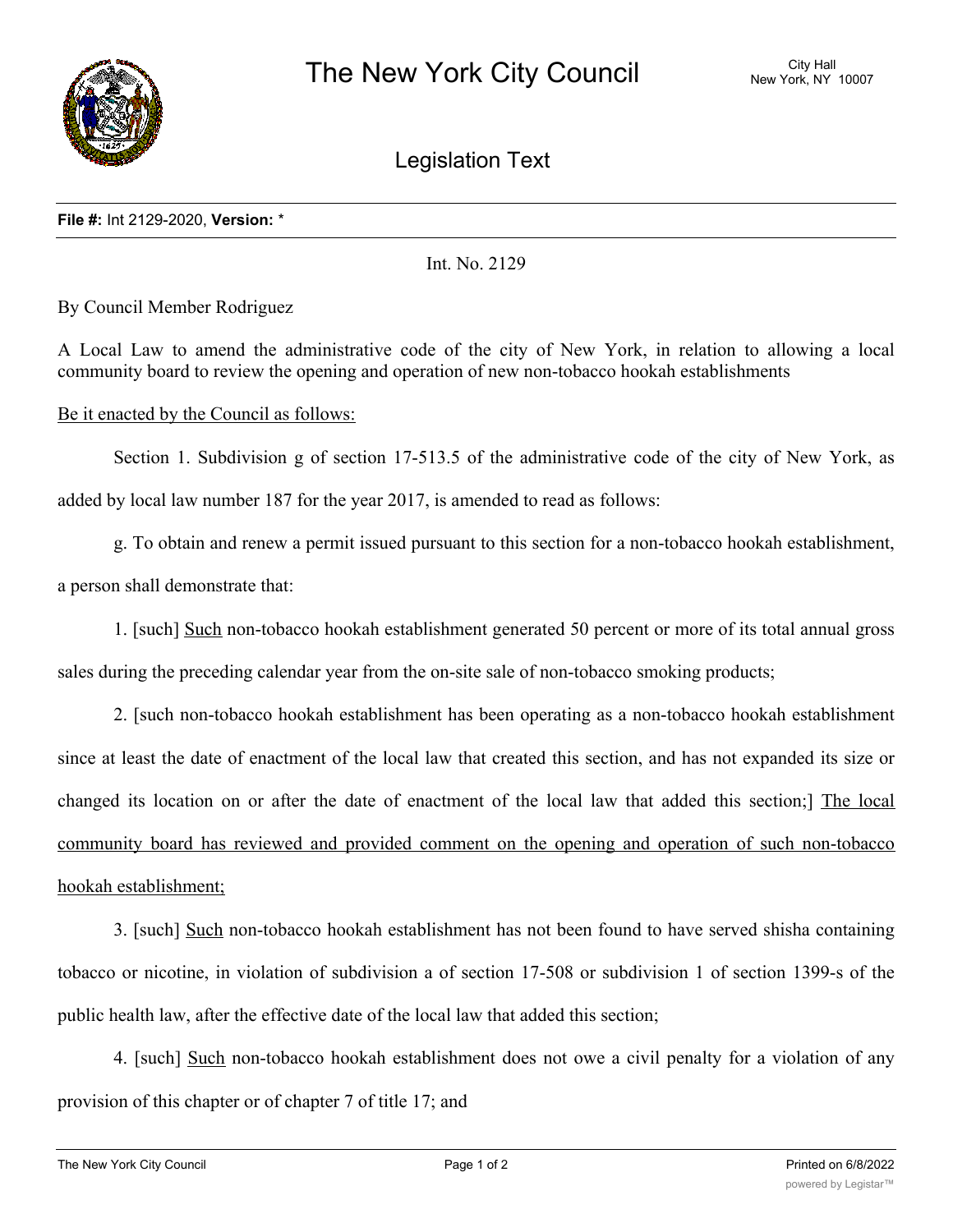# The New York City Council

City Hall
New York, NY 10007

## Legislation Text

**File #:** Int 2129-2020, **Version:** *

Int. No. 2129

By Council Member Rodriguez

A Local Law to amend the administrative code of the city of New York, in relation to allowing a local community board to review the opening and operation of new non-tobacco hookah establishments

Be it enacted by the Council as follows:

Section 1. Subdivision g of section 17-513.5 of the administrative code of the city of New York, as added by local law number 187 for the year 2017, is amended to read as follows:

g. To obtain and renew a permit issued pursuant to this section for a non-tobacco hookah establishment, a person shall demonstrate that:

1. [such] <u>Such</u> non-tobacco hookah establishment generated 50 percent or more of its total annual gross sales during the preceding calendar year from the on-site sale of non-tobacco smoking products;

2. [such non-tobacco hookah establishment has been operating as a non-tobacco hookah establishment since at least the date of enactment of the local law that created this section, and has not expanded its size or changed its location on or after the date of enactment of the local law that added this section;] <u>The local community board has reviewed and provided comment on the opening and operation of such non-tobacco hookah establishment;</u>

3. [such] <u>Such</u> non-tobacco hookah establishment has not been found to have served shisha containing tobacco or nicotine, in violation of subdivision a of section 17-508 or subdivision 1 of section 1399-s of the public health law, after the effective date of the local law that added this section;

4. [such] <u>Such</u> non-tobacco hookah establishment does not owe a civil penalty for a violation of any provision of this chapter or of chapter 7 of title 17; and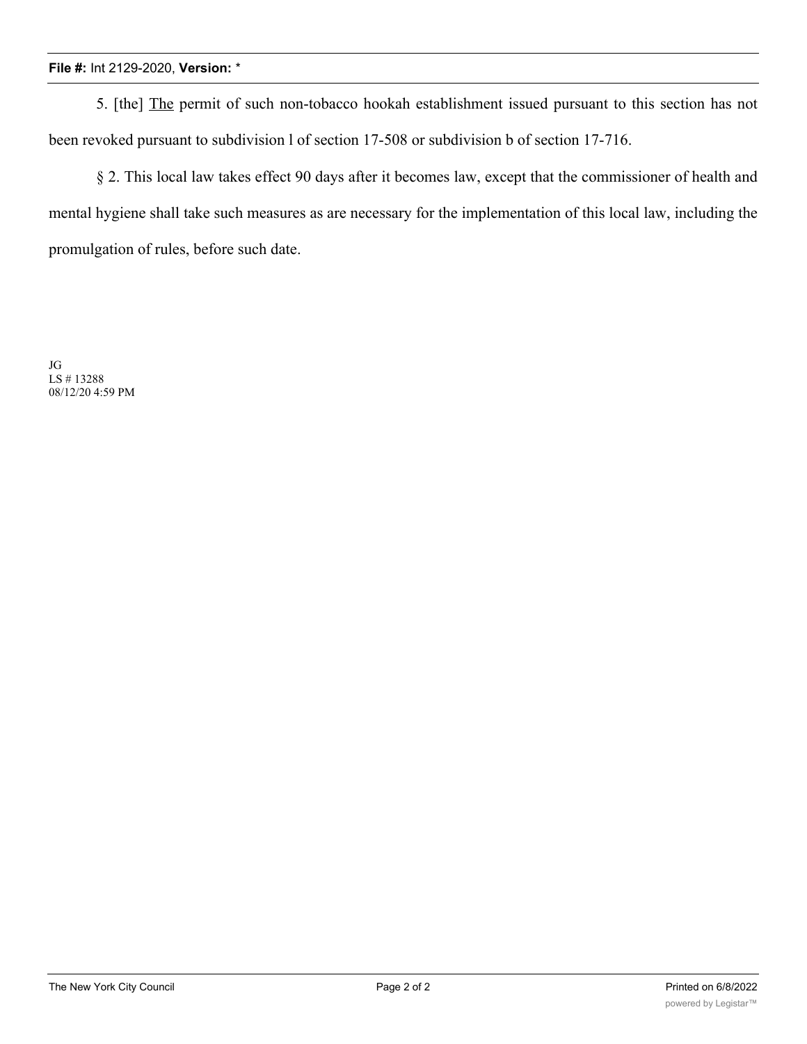5. [the] <u>The</u> permit of such non-tobacco hookah establishment issued pursuant to this section has not been revoked pursuant to subdivision l of section 17-508 or subdivision b of section 17-716.

§ 2. This local law takes effect 90 days after it becomes law, except that the commissioner of health and mental hygiene shall take such measures as are necessary for the implementation of this local law, including the promulgation of rules, before such date.

JG
LS # 13288
08/12/20 4:59 PM